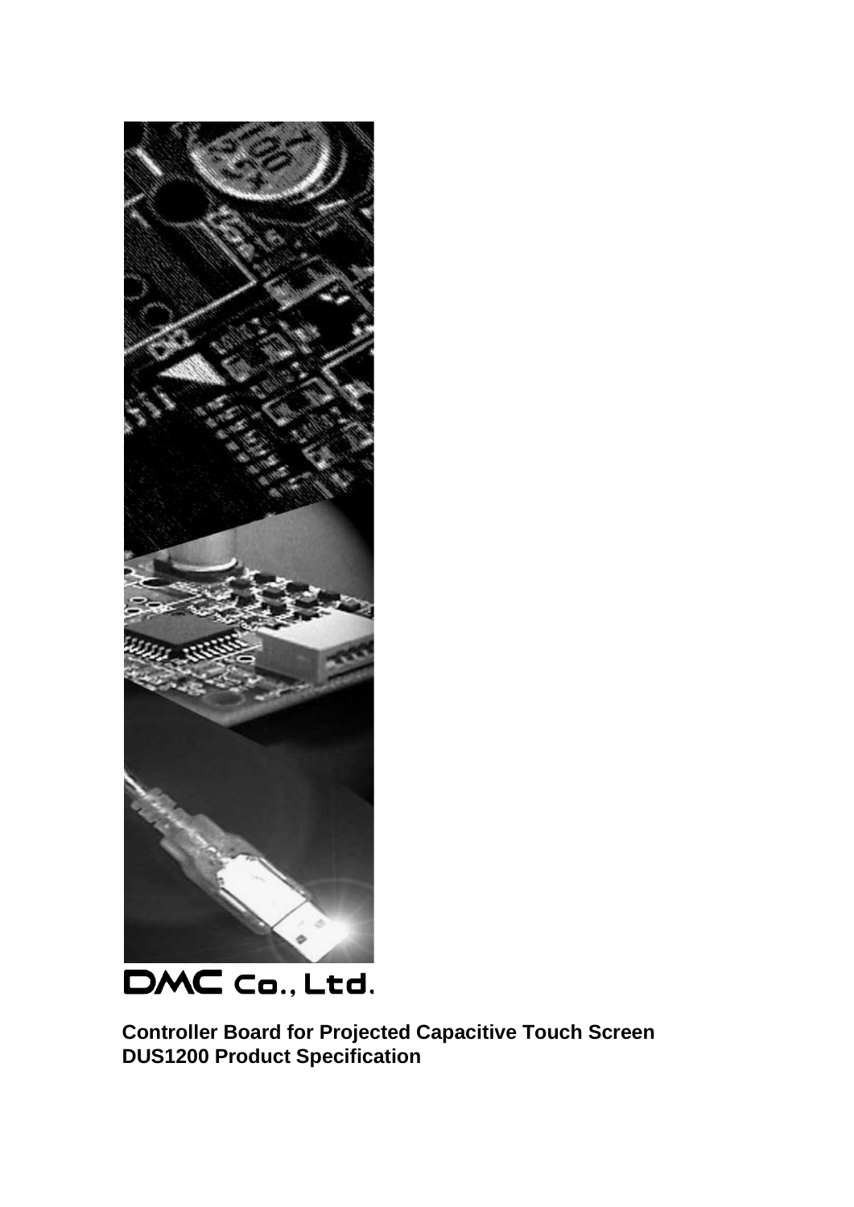DMC Co., Ltd.

**Controller Board for Projected Capacitive Touch Screen**
**DUS1200 Product Specification**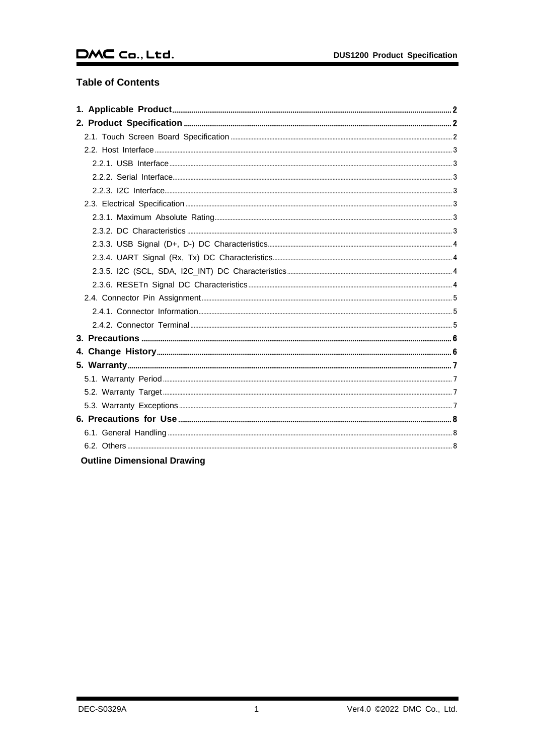## Table of Contents

| | |
|---|---|
| **1. Applicable Product** | **2** |
| **2. Product Specification** | **2** |
| 2.1. Touch Screen Board Specification | 2 |
| 2.2. Host Interface | 3 |
| 2.2.1. USB Interface | 3 |
| 2.2.2. Serial Interface | 3 |
| 2.2.3. I2C Interface | 3 |
| 2.3. Electrical Specification | 3 |
| 2.3.1. Maximum Absolute Rating | 3 |
| 2.3.2. DC Characteristics | 3 |
| 2.3.3. USB Signal (D+, D-) DC Characteristics | 4 |
| 2.3.4. UART Signal (Rx, Tx) DC Characteristics | 4 |
| 2.3.5. I2C (SCL, SDA, I2C_INT) DC Characteristics | 4 |
| 2.3.6. RESETn Signal DC Characteristics | 4 |
| 2.4. Connector Pin Assignment | 5 |
| 2.4.1. Connector Information | 5 |
| 2.4.2. Connector Terminal | 5 |
| **3. Precautions** | **6** |
| **4. Change History** | **6** |
| **5. Warranty** | **7** |
| 5.1. Warranty Period | 7 |
| 5.2. Warranty Target | 7 |
| 5.3. Warranty Exceptions | 7 |
| **6. Precautions for Use** | **8** |
| 6.1. General Handling | 8 |
| 6.2. Others | 8 |

**Outline Dimensional Drawing**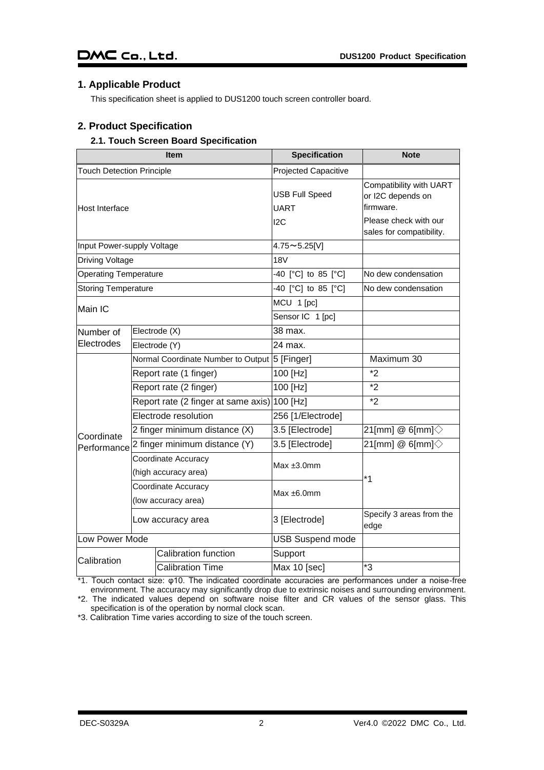## 1. Applicable Product

This specification sheet is applied to DUS1200 touch screen controller board.

## 2. Product Specification

### 2.1. Touch Screen Board Specification

| Item | | Specification | Note |
|---|---|---|---|
| Touch Detection Principle | | Projected Capacitive | |
| Host Interface | | USB Full Speed<br>UART<br>I2C | Compatibility with UART or I2C depends on firmware.<br>Please check with our sales for compatibility. |
| Input Power-supply Voltage | | 4.75〜5.25[V] | |
| Driving Voltage | | 18V | |
| Operating Temperature | | -40 [°C] to 85 [°C] | No dew condensation |
| Storing Temperature | | -40 [°C] to 85 [°C] | No dew condensation |
| Main IC | | MCU 1 [pc] | |
| | | Sensor IC 1 [pc] | |
| Number of Electrodes | Electrode (X) | 38 max. | |
| | Electrode (Y) | 24 max. | |
| Coordinate Performance | Normal Coordinate Number to Output | 5 [Finger] | Maximum 30 |
| | Report rate (1 finger) | 100 [Hz] | *2 |
| | Report rate (2 finger) | 100 [Hz] | *2 |
| | Report rate (2 finger at same axis) | 100 [Hz] | *2 |
| | Electrode resolution | 256 [1/Electrode] | |
| | 2 finger minimum distance (X) | 3.5 [Electrode] | 21[mm] @ 6[mm]◇ |
| | 2 finger minimum distance (Y) | 3.5 [Electrode] | 21[mm] @ 6[mm]◇ |
| | Coordinate Accuracy (high accuracy area) | Max ±3.0mm | *1 |
| | Coordinate Accuracy (low accuracy area) | Max ±6.0mm | |
| | Low accuracy area | 3 [Electrode] | Specify 3 areas from the edge |
| Low Power Mode | | USB Suspend mode | |
| Calibration | Calibration function | Support | |
| | Calibration Time | Max 10 [sec] | *3 |

*1. Touch contact size: φ10. The indicated coordinate accuracies are performances under a noise-free environment. The accuracy may significantly drop due to extrinsic noises and surrounding environment.

*2. The indicated values depend on software noise filter and CR values of the sensor glass. This specification is of the operation by normal clock scan.

*3. Calibration Time varies according to size of the touch screen.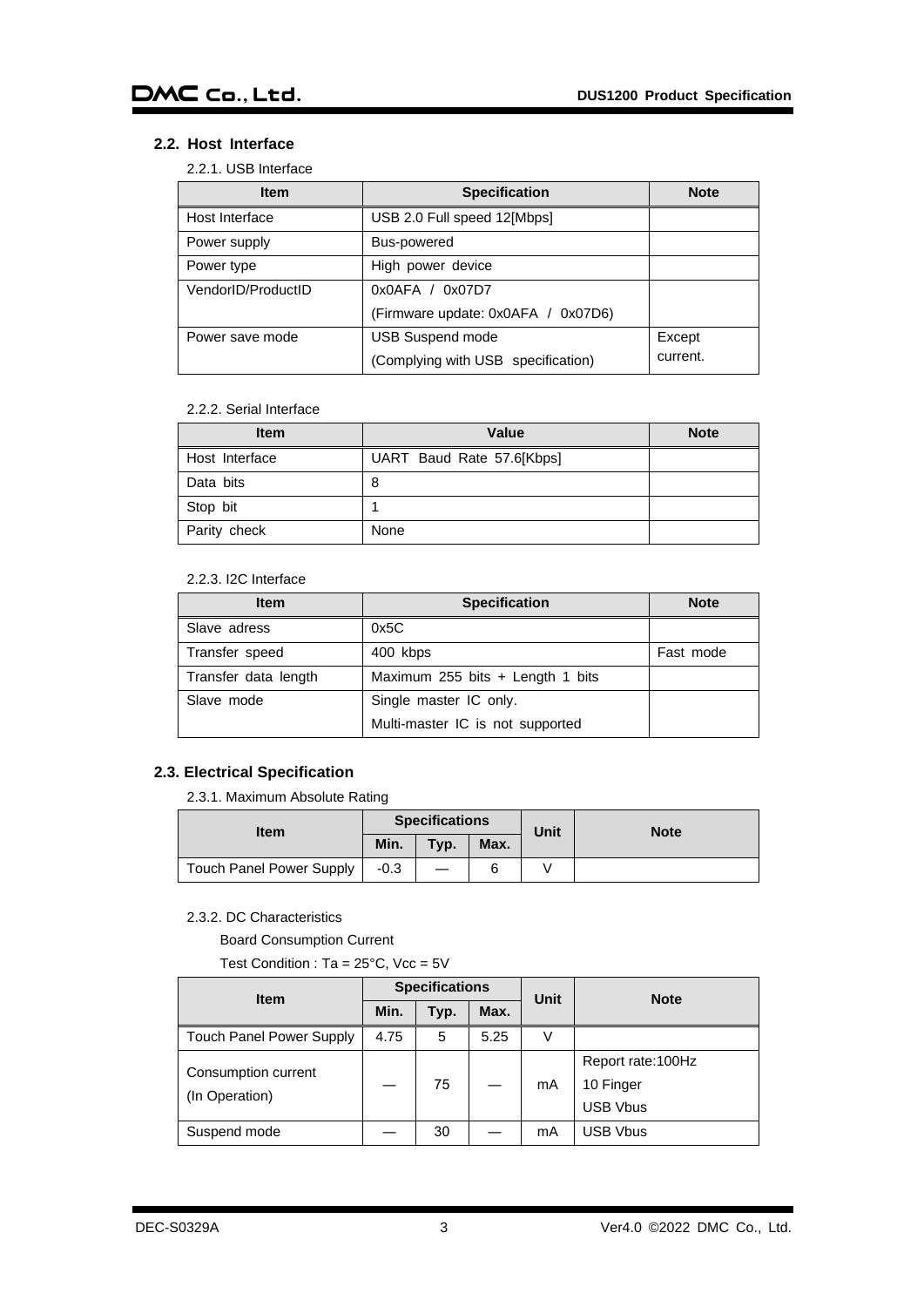## 2.2. Host Interface

### 2.2.1. USB Interface

| Item | Specification | Note |
|---|---|---|
| Host Interface | USB 2.0 Full speed 12[Mbps] | |
| Power supply | Bus-powered | |
| Power type | High power device | |
| VendorID/ProductID | 0x0AFA / 0x07D7<br>(Firmware update: 0x0AFA / 0x07D6) | |
| Power save mode | USB Suspend mode<br>(Complying with USB specification) | Except current. |

### 2.2.2. Serial Interface

| Item | Value | Note |
|---|---|---|
| Host Interface | UART Baud Rate 57.6[Kbps] | |
| Data bits | 8 | |
| Stop bit | 1 | |
| Parity check | None | |

### 2.2.3. I2C Interface

| Item | Specification | Note |
|---|---|---|
| Slave adress | 0x5C | |
| Transfer speed | 400 kbps | Fast mode |
| Transfer data length | Maximum 255 bits + Length 1 bits | |
| Slave mode | Single master IC only.<br>Multi-master IC is not supported | |

## 2.3. Electrical Specification

### 2.3.1. Maximum Absolute Rating

| Item | Specifications | | | Unit | Note |
|---|---|---|---|---|---|
| | Min. | Typ. | Max. | | |
| Touch Panel Power Supply | -0.3 | — | 6 | V | |

### 2.3.2. DC Characteristics

Board Consumption Current

Test Condition : Ta = 25°C, Vcc = 5V

| Item | Specifications | | | Unit | Note |
|---|---|---|---|---|---|
| | Min. | Typ. | Max. | | |
| Touch Panel Power Supply | 4.75 | 5 | 5.25 | V | |
| Consumption current<br>(In Operation) | — | 75 | — | mA | Report rate:100Hz<br>10 Finger<br>USB Vbus |
| Suspend mode | — | 30 | — | mA | USB Vbus |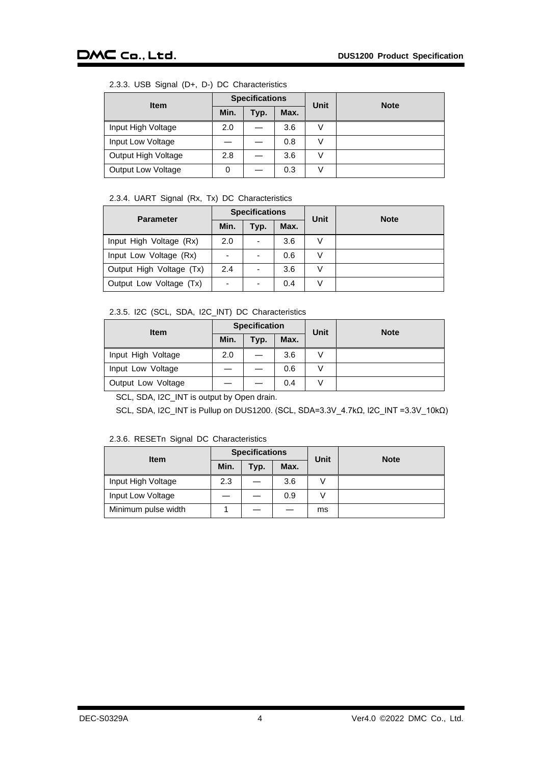### 2.3.3. USB Signal (D+, D-) DC Characteristics

| Item | Specifications | | | Unit | Note |
|---|---|---|---|---|---|
| | Min. | Typ. | Max. | | |
| Input High Voltage | 2.0 | — | 3.6 | V | |
| Input Low Voltage | — | — | 0.8 | V | |
| Output High Voltage | 2.8 | — | 3.6 | V | |
| Output Low Voltage | 0 | — | 0.3 | V | |

### 2.3.4. UART Signal (Rx, Tx) DC Characteristics

| Parameter | Specifications | | | Unit | Note |
|---|---|---|---|---|---|
| | Min. | Typ. | Max. | | |
| Input High Voltage (Rx) | 2.0 | - | 3.6 | V | |
| Input Low Voltage (Rx) | - | - | 0.6 | V | |
| Output High Voltage (Tx) | 2.4 | - | 3.6 | V | |
| Output Low Voltage (Tx) | - | - | 0.4 | V | |

### 2.3.5. I2C (SCL, SDA, I2C_INT) DC Characteristics

| Item | Specification | | | Unit | Note |
|---|---|---|---|---|---|
| | Min. | Typ. | Max. | | |
| Input High Voltage | 2.0 | — | 3.6 | V | |
| Input Low Voltage | — | — | 0.6 | V | |
| Output Low Voltage | — | — | 0.4 | V | |

SCL, SDA, I2C_INT is output by Open drain.

SCL, SDA, I2C_INT is Pullup on DUS1200. (SCL, SDA=3.3V_4.7kΩ, I2C_INT =3.3V_10kΩ)

### 2.3.6. RESETn Signal DC Characteristics

| Item | Specifications | | | Unit | Note |
|---|---|---|---|---|---|
| | Min. | Typ. | Max. | | |
| Input High Voltage | 2.3 | — | 3.6 | V | |
| Input Low Voltage | — | — | 0.9 | V | |
| Minimum pulse width | 1 | — | — | ms | |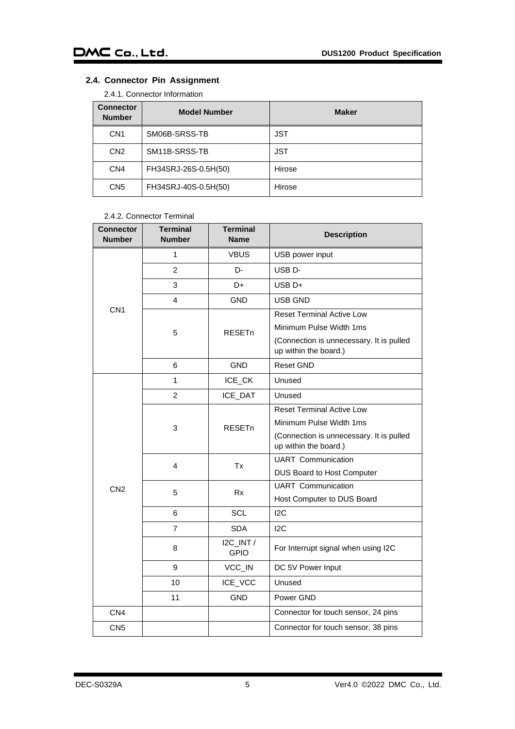## 2.4. Connector Pin Assignment

2.4.1. Connector Information

| Connector Number | Model Number | Maker |
|---|---|---|
| CN1 | SM06B-SRSS-TB | JST |
| CN2 | SM11B-SRSS-TB | JST |
| CN4 | FH34SRJ-26S-0.5H(50) | Hirose |
| CN5 | FH34SRJ-40S-0.5H(50) | Hirose |

2.4.2. Connector Terminal

| Connector Number | Terminal Number | Terminal Name | Description |
|---|---|---|---|
| CN1 | 1 | VBUS | USB power input |
| | 2 | D- | USB D- |
| | 3 | D+ | USB D+ |
| | 4 | GND | USB GND |
| | 5 | RESETn | Reset Terminal Active Low<br>Minimum Pulse Width 1ms<br>(Connection is unnecessary. It is pulled up within the board.) |
| | 6 | GND | Reset GND |
| CN2 | 1 | ICE_CK | Unused |
| | 2 | ICE_DAT | Unused |
| | 3 | RESETn | Reset Terminal Active Low<br>Minimum Pulse Width 1ms<br>(Connection is unnecessary. It is pulled up within the board.) |
| | 4 | Tx | UART Communication<br>DUS Board to Host Computer |
| | 5 | Rx | UART Communication<br>Host Computer to DUS Board |
| | 6 | SCL | I2C |
| | 7 | SDA | I2C |
| | 8 | I2C_INT / GPIO | For Interrupt signal when using I2C |
| | 9 | VCC_IN | DC 5V Power Input |
| | 10 | ICE_VCC | Unused |
| | 11 | GND | Power GND |
| CN4 | | | Connector for touch sensor, 24 pins |
| CN5 | | | Connector for touch sensor, 38 pins |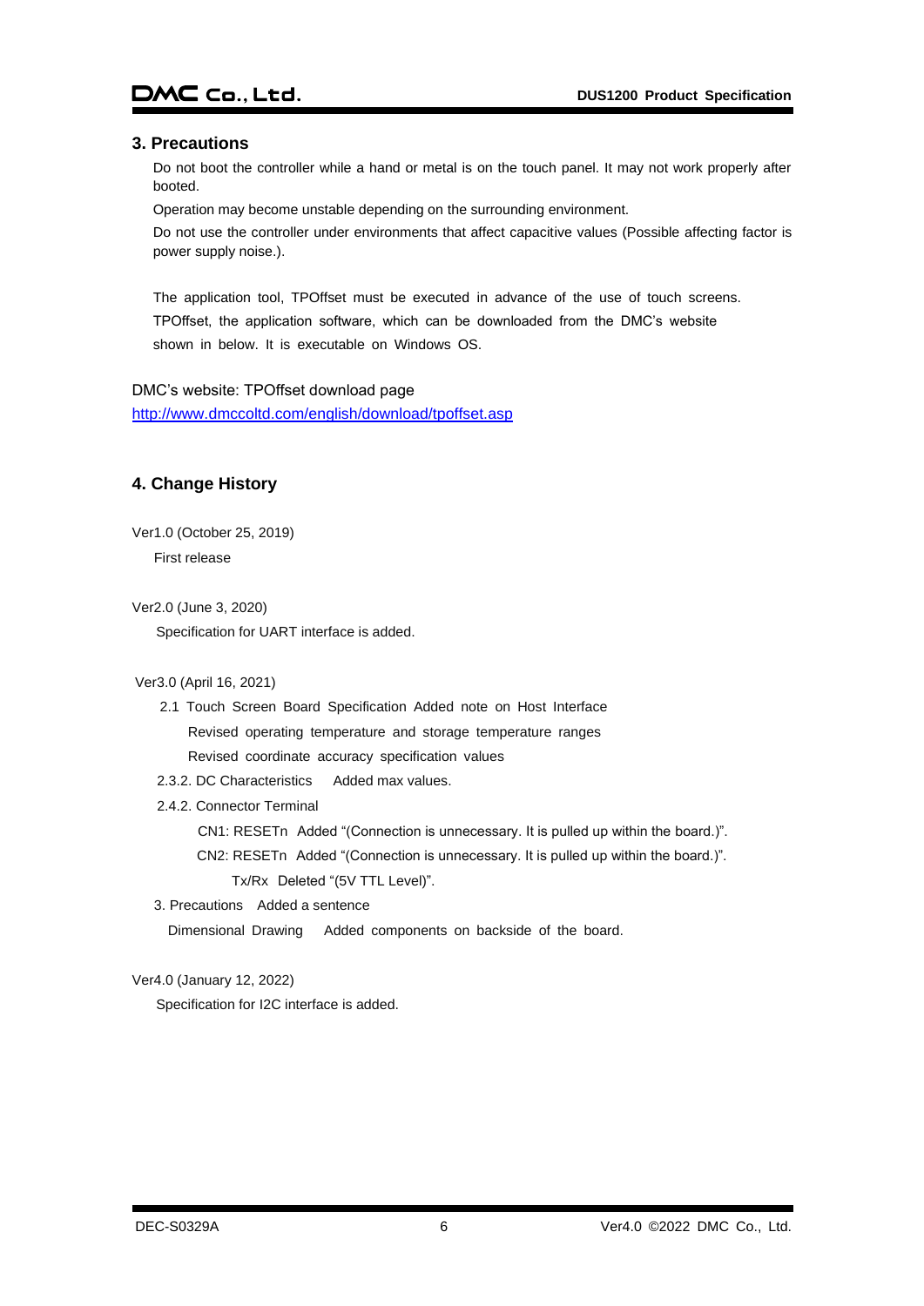## 3. Precautions

Do not boot the controller while a hand or metal is on the touch panel. It may not work properly after booted.

Operation may become unstable depending on the surrounding environment.

Do not use the controller under environments that affect capacitive values (Possible affecting factor is power supply noise.).

The application tool, TPOffset must be executed in advance of the use of touch screens. TPOffset, the application software, which can be downloaded from the DMC's website shown in below. It is executable on Windows OS.

DMC's website: TPOffset download page
http://www.dmccoltd.com/english/download/tpoffset.asp

## 4. Change History

Ver1.0 (October 25, 2019)

First release

Ver2.0 (June 3, 2020)

Specification for UART interface is added.

Ver3.0 (April 16, 2021)

2.1 Touch Screen Board Specification Added note on Host Interface
Revised operating temperature and storage temperature ranges
Revised coordinate accuracy specification values

2.3.2. DC Characteristics    Added max values.

2.4.2. Connector Terminal

CN1: RESETn  Added "(Connection is unnecessary. It is pulled up within the board.)".

CN2: RESETn  Added "(Connection is unnecessary. It is pulled up within the board.)".

Tx/Rx  Deleted "(5V TTL Level)".

3. Precautions    Added a sentence

Dimensional Drawing    Added components on backside of the board.

Ver4.0 (January 12, 2022)

Specification for I2C interface is added.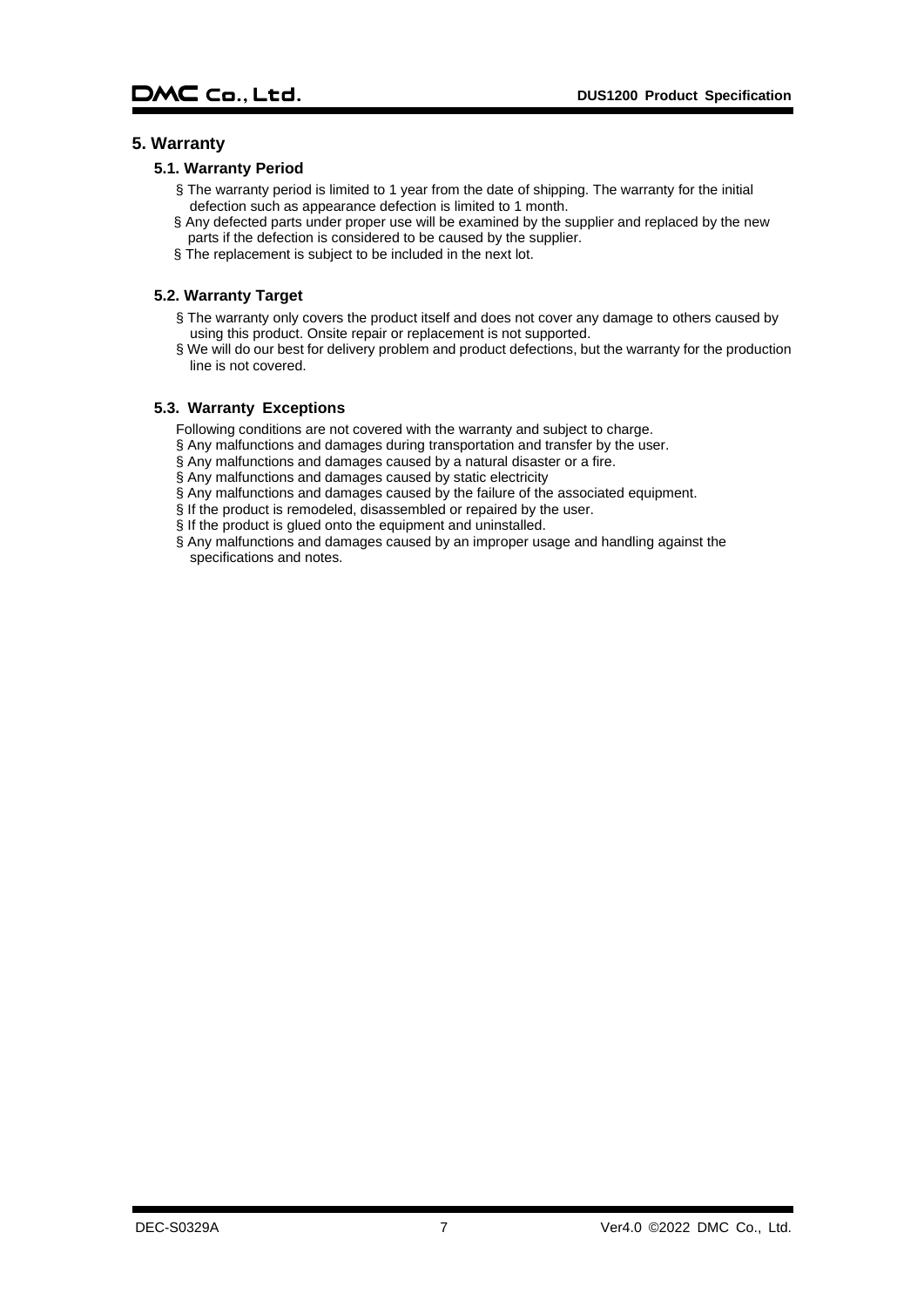## 5. Warranty

### 5.1. Warranty Period

- § The warranty period is limited to 1 year from the date of shipping. The warranty for the initial defection such as appearance defection is limited to 1 month.
- § Any defected parts under proper use will be examined by the supplier and replaced by the new parts if the defection is considered to be caused by the supplier.
- § The replacement is subject to be included in the next lot.

### 5.2. Warranty Target

- § The warranty only covers the product itself and does not cover any damage to others caused by using this product. Onsite repair or replacement is not supported.
- § We will do our best for delivery problem and product defections, but the warranty for the production line is not covered.

### 5.3. Warranty Exceptions

Following conditions are not covered with the warranty and subject to charge.

- § Any malfunctions and damages during transportation and transfer by the user.
- § Any malfunctions and damages caused by a natural disaster or a fire.
- § Any malfunctions and damages caused by static electricity
- § Any malfunctions and damages caused by the failure of the associated equipment.
- § If the product is remodeled, disassembled or repaired by the user.
- § If the product is glued onto the equipment and uninstalled.
- § Any malfunctions and damages caused by an improper usage and handling against the specifications and notes.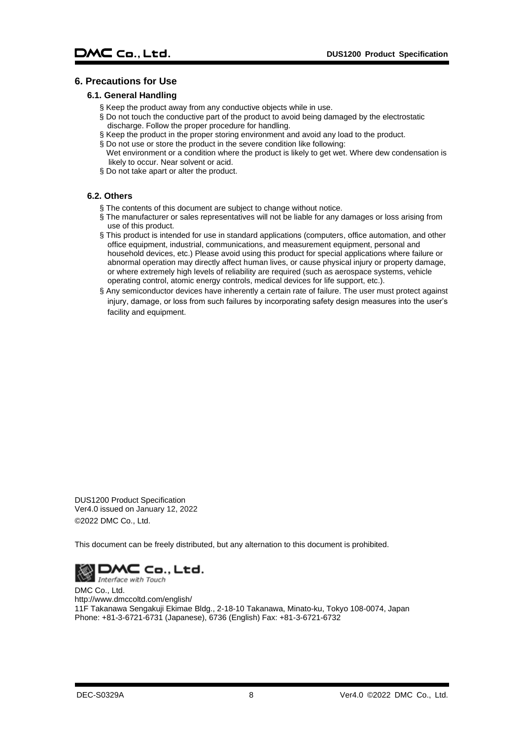## 6. Precautions for Use

### 6.1. General Handling

§ Keep the product away from any conductive objects while in use.
§ Do not touch the conductive part of the product to avoid being damaged by the electrostatic discharge. Follow the proper procedure for handling.
§ Keep the product in the proper storing environment and avoid any load to the product.
§ Do not use or store the product in the severe condition like following:
Wet environment or a condition where the product is likely to get wet. Where dew condensation is likely to occur. Near solvent or acid.
§ Do not take apart or alter the product.

### 6.2. Others

§ The contents of this document are subject to change without notice.
§ The manufacturer or sales representatives will not be liable for any damages or loss arising from use of this product.
§ This product is intended for use in standard applications (computers, office automation, and other office equipment, industrial, communications, and measurement equipment, personal and household devices, etc.) Please avoid using this product for special applications where failure or abnormal operation may directly affect human lives, or cause physical injury or property damage, or where extremely high levels of reliability are required (such as aerospace systems, vehicle operating control, atomic energy controls, medical devices for life support, etc.).
§ Any semiconductor devices have inherently a certain rate of failure. The user must protect against injury, damage, or loss from such failures by incorporating safety design measures into the user's facility and equipment.

DUS1200 Product Specification
Ver4.0 issued on January 12, 2022
©2022 DMC Co., Ltd.

This document can be freely distributed, but any alternation to this document is prohibited.

DMC Co., Ltd.
*Interface with Touch*

DMC Co., Ltd.
http://www.dmccoltd.com/english/
11F Takanawa Sengakuji Ekimae Bldg., 2-18-10 Takanawa, Minato-ku, Tokyo 108-0074, Japan
Phone: +81-3-6721-6731 (Japanese), 6736 (English) Fax: +81-3-6721-6732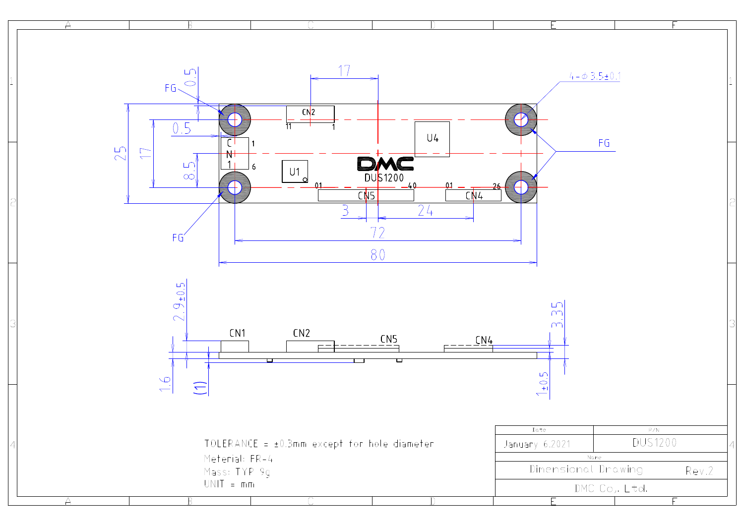4-φ3.5±0.1

FG

FG

FG

CN2

11 1

C N 1

1

6

U1

U4

DMC

DUS1200

01 CN5 40

01 CN4 26

17

0.5

0.5

25

17

8.5

3

24

72

80

2.9±0.5

CN1

CN2

CN5

CN4

3.35

1.6

(1)

1±0.5

TOLERANCE = ±0.3mm except for hole diameter

Meterial: FR-4

Mass: TYP 9g

UNIT = mm

| Date | P/N |
|---|---|
| January 6.2021 | DUS1200 |
| Name | |
| Dimensional Drawing | Rev.2 |
| DMC Co., Ltd. | |